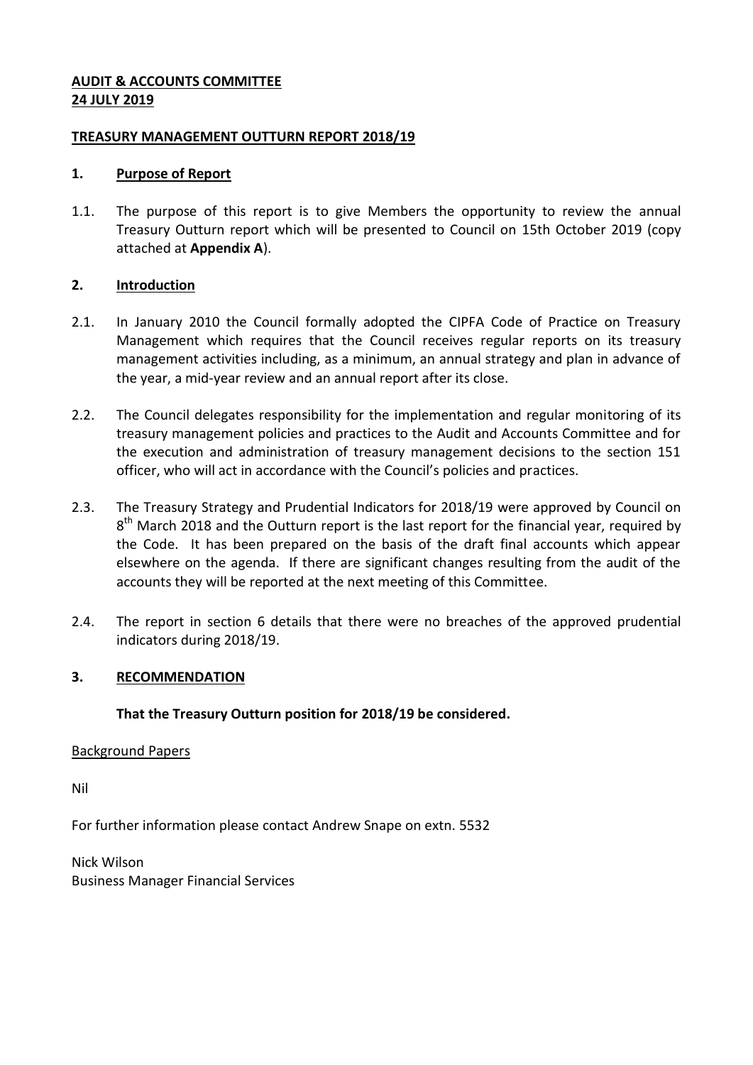**AUDIT & ACCOUNTS COMMITTEE**
**24 JULY 2019**

**TREASURY MANAGEMENT OUTTURN REPORT 2018/19**

## 1. Purpose of Report

1.1. The purpose of this report is to give Members the opportunity to review the annual Treasury Outturn report which will be presented to Council on 15th October 2019 (copy attached at **Appendix A**).

## 2. Introduction

2.1. In January 2010 the Council formally adopted the CIPFA Code of Practice on Treasury Management which requires that the Council receives regular reports on its treasury management activities including, as a minimum, an annual strategy and plan in advance of the year, a mid-year review and an annual report after its close.

2.2. The Council delegates responsibility for the implementation and regular monitoring of its treasury management policies and practices to the Audit and Accounts Committee and for the execution and administration of treasury management decisions to the section 151 officer, who will act in accordance with the Council's policies and practices.

2.3. The Treasury Strategy and Prudential Indicators for 2018/19 were approved by Council on 8th March 2018 and the Outturn report is the last report for the financial year, required by the Code. It has been prepared on the basis of the draft final accounts which appear elsewhere on the agenda. If there are significant changes resulting from the audit of the accounts they will be reported at the next meeting of this Committee.

2.4. The report in section 6 details that there were no breaches of the approved prudential indicators during 2018/19.

## 3. RECOMMENDATION

**That the Treasury Outturn position for 2018/19 be considered.**

Background Papers

Nil

For further information please contact Andrew Snape on extn. 5532

Nick Wilson
Business Manager Financial Services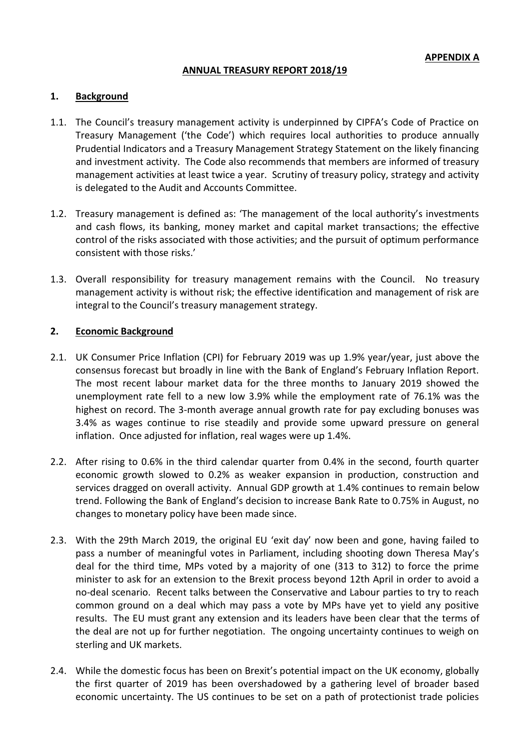**APPENDIX A**

## ANNUAL TREASURY REPORT 2018/19

### 1. Background

1.1. The Council's treasury management activity is underpinned by CIPFA's Code of Practice on Treasury Management ('the Code') which requires local authorities to produce annually Prudential Indicators and a Treasury Management Strategy Statement on the likely financing and investment activity. The Code also recommends that members are informed of treasury management activities at least twice a year. Scrutiny of treasury policy, strategy and activity is delegated to the Audit and Accounts Committee.

1.2. Treasury management is defined as: 'The management of the local authority's investments and cash flows, its banking, money market and capital market transactions; the effective control of the risks associated with those activities; and the pursuit of optimum performance consistent with those risks.'

1.3. Overall responsibility for treasury management remains with the Council. No treasury management activity is without risk; the effective identification and management of risk are integral to the Council's treasury management strategy.

### 2. Economic Background

2.1. UK Consumer Price Inflation (CPI) for February 2019 was up 1.9% year/year, just above the consensus forecast but broadly in line with the Bank of England's February Inflation Report. The most recent labour market data for the three months to January 2019 showed the unemployment rate fell to a new low 3.9% while the employment rate of 76.1% was the highest on record. The 3-month average annual growth rate for pay excluding bonuses was 3.4% as wages continue to rise steadily and provide some upward pressure on general inflation. Once adjusted for inflation, real wages were up 1.4%.

2.2. After rising to 0.6% in the third calendar quarter from 0.4% in the second, fourth quarter economic growth slowed to 0.2% as weaker expansion in production, construction and services dragged on overall activity. Annual GDP growth at 1.4% continues to remain below trend. Following the Bank of England's decision to increase Bank Rate to 0.75% in August, no changes to monetary policy have been made since.

2.3. With the 29th March 2019, the original EU 'exit day' now been and gone, having failed to pass a number of meaningful votes in Parliament, including shooting down Theresa May's deal for the third time, MPs voted by a majority of one (313 to 312) to force the prime minister to ask for an extension to the Brexit process beyond 12th April in order to avoid a no-deal scenario. Recent talks between the Conservative and Labour parties to try to reach common ground on a deal which may pass a vote by MPs have yet to yield any positive results. The EU must grant any extension and its leaders have been clear that the terms of the deal are not up for further negotiation. The ongoing uncertainty continues to weigh on sterling and UK markets.

2.4. While the domestic focus has been on Brexit's potential impact on the UK economy, globally the first quarter of 2019 has been overshadowed by a gathering level of broader based economic uncertainty. The US continues to be set on a path of protectionist trade policies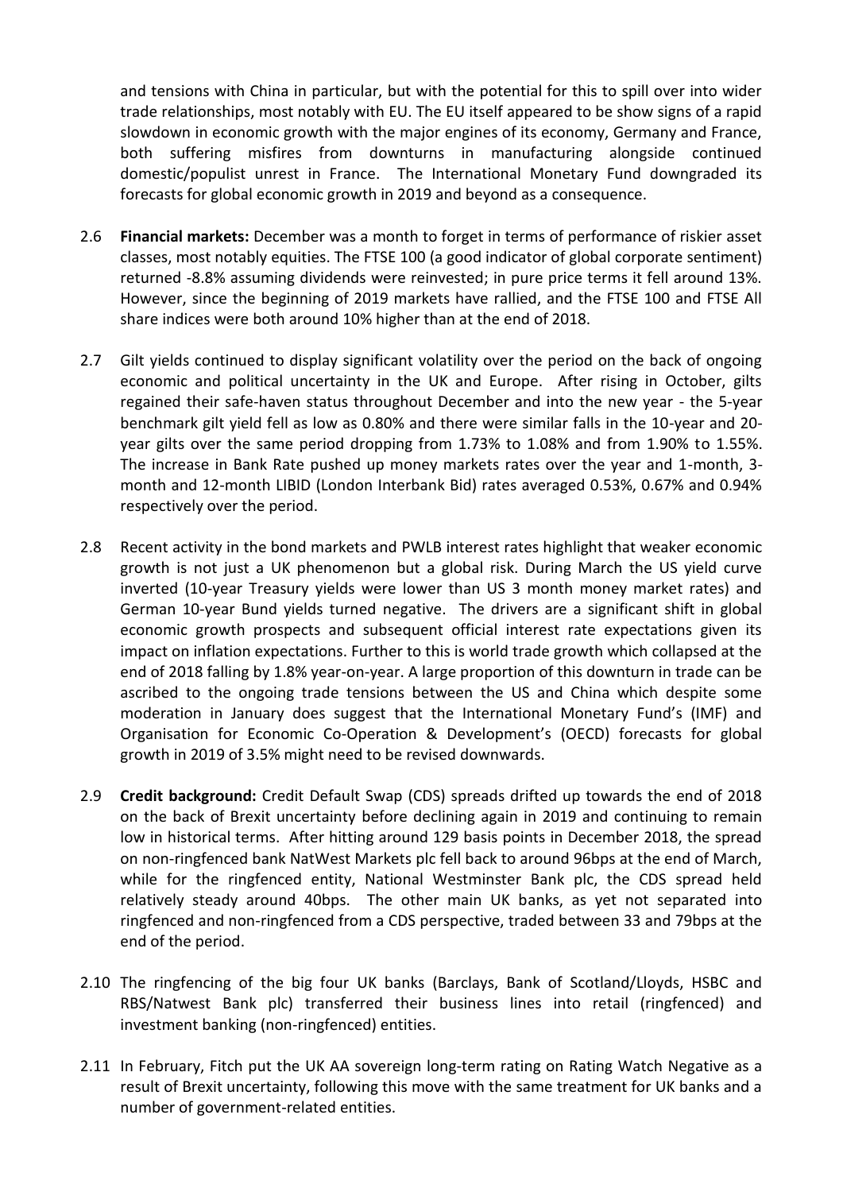and tensions with China in particular, but with the potential for this to spill over into wider trade relationships, most notably with EU. The EU itself appeared to be show signs of a rapid slowdown in economic growth with the major engines of its economy, Germany and France, both suffering misfires from downturns in manufacturing alongside continued domestic/populist unrest in France. The International Monetary Fund downgraded its forecasts for global economic growth in 2019 and beyond as a consequence.

2.6 **Financial markets:** December was a month to forget in terms of performance of riskier asset classes, most notably equities. The FTSE 100 (a good indicator of global corporate sentiment) returned -8.8% assuming dividends were reinvested; in pure price terms it fell around 13%. However, since the beginning of 2019 markets have rallied, and the FTSE 100 and FTSE All share indices were both around 10% higher than at the end of 2018.

2.7 Gilt yields continued to display significant volatility over the period on the back of ongoing economic and political uncertainty in the UK and Europe. After rising in October, gilts regained their safe-haven status throughout December and into the new year - the 5-year benchmark gilt yield fell as low as 0.80% and there were similar falls in the 10-year and 20-year gilts over the same period dropping from 1.73% to 1.08% and from 1.90% to 1.55%. The increase in Bank Rate pushed up money markets rates over the year and 1-month, 3-month and 12-month LIBID (London Interbank Bid) rates averaged 0.53%, 0.67% and 0.94% respectively over the period.

2.8 Recent activity in the bond markets and PWLB interest rates highlight that weaker economic growth is not just a UK phenomenon but a global risk. During March the US yield curve inverted (10-year Treasury yields were lower than US 3 month money market rates) and German 10-year Bund yields turned negative. The drivers are a significant shift in global economic growth prospects and subsequent official interest rate expectations given its impact on inflation expectations. Further to this is world trade growth which collapsed at the end of 2018 falling by 1.8% year-on-year. A large proportion of this downturn in trade can be ascribed to the ongoing trade tensions between the US and China which despite some moderation in January does suggest that the International Monetary Fund's (IMF) and Organisation for Economic Co-Operation & Development's (OECD) forecasts for global growth in 2019 of 3.5% might need to be revised downwards.

2.9 **Credit background:** Credit Default Swap (CDS) spreads drifted up towards the end of 2018 on the back of Brexit uncertainty before declining again in 2019 and continuing to remain low in historical terms. After hitting around 129 basis points in December 2018, the spread on non-ringfenced bank NatWest Markets plc fell back to around 96bps at the end of March, while for the ringfenced entity, National Westminster Bank plc, the CDS spread held relatively steady around 40bps. The other main UK banks, as yet not separated into ringfenced and non-ringfenced from a CDS perspective, traded between 33 and 79bps at the end of the period.

2.10 The ringfencing of the big four UK banks (Barclays, Bank of Scotland/Lloyds, HSBC and RBS/Natwest Bank plc) transferred their business lines into retail (ringfenced) and investment banking (non-ringfenced) entities.

2.11 In February, Fitch put the UK AA sovereign long-term rating on Rating Watch Negative as a result of Brexit uncertainty, following this move with the same treatment for UK banks and a number of government-related entities.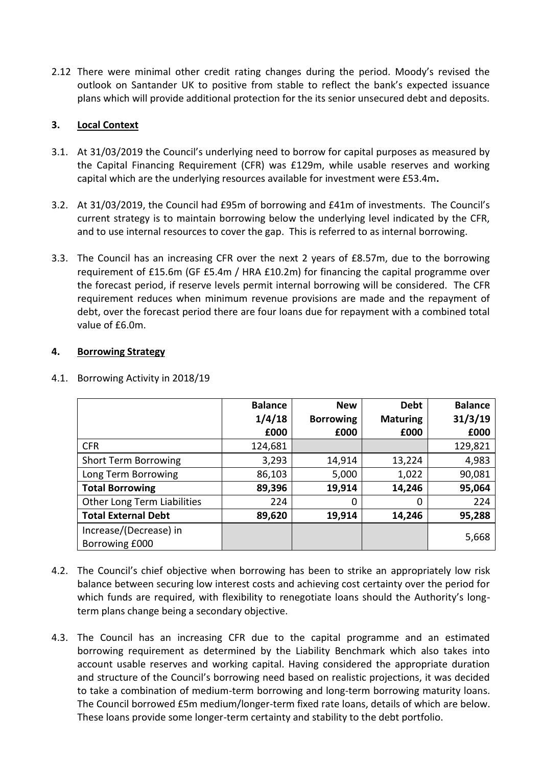2.12 There were minimal other credit rating changes during the period. Moody's revised the outlook on Santander UK to positive from stable to reflect the bank's expected issuance plans which will provide additional protection for the its senior unsecured debt and deposits.

## 3. Local Context

3.1. At 31/03/2019 the Council's underlying need to borrow for capital purposes as measured by the Capital Financing Requirement (CFR) was £129m, while usable reserves and working capital which are the underlying resources available for investment were £53.4m**.**

3.2. At 31/03/2019, the Council had £95m of borrowing and £41m of investments. The Council's current strategy is to maintain borrowing below the underlying level indicated by the CFR, and to use internal resources to cover the gap. This is referred to as internal borrowing.

3.3. The Council has an increasing CFR over the next 2 years of £8.57m, due to the borrowing requirement of £15.6m (GF £5.4m / HRA £10.2m) for financing the capital programme over the forecast period, if reserve levels permit internal borrowing will be considered. The CFR requirement reduces when minimum revenue provisions are made and the repayment of debt, over the forecast period there are four loans due for repayment with a combined total value of £6.0m.

## 4. Borrowing Strategy

4.1. Borrowing Activity in 2018/19

| | **Balance 1/4/18 £000** | **New Borrowing £000** | **Debt Maturing £000** | **Balance 31/3/19 £000** |
|---|---|---|---|---|
| CFR | 124,681 | | | 129,821 |
| Short Term Borrowing | 3,293 | 14,914 | 13,224 | 4,983 |
| Long Term Borrowing | 86,103 | 5,000 | 1,022 | 90,081 |
| **Total Borrowing** | **89,396** | **19,914** | **14,246** | **95,064** |
| Other Long Term Liabilities | 224 | 0 | 0 | 224 |
| **Total External Debt** | **89,620** | **19,914** | **14,246** | **95,288** |
| Increase/(Decrease) in Borrowing £000 | | | | 5,668 |

4.2. The Council's chief objective when borrowing has been to strike an appropriately low risk balance between securing low interest costs and achieving cost certainty over the period for which funds are required, with flexibility to renegotiate loans should the Authority's long-term plans change being a secondary objective.

4.3. The Council has an increasing CFR due to the capital programme and an estimated borrowing requirement as determined by the Liability Benchmark which also takes into account usable reserves and working capital. Having considered the appropriate duration and structure of the Council's borrowing need based on realistic projections, it was decided to take a combination of medium-term borrowing and long-term borrowing maturity loans. The Council borrowed £5m medium/longer-term fixed rate loans, details of which are below. These loans provide some longer-term certainty and stability to the debt portfolio.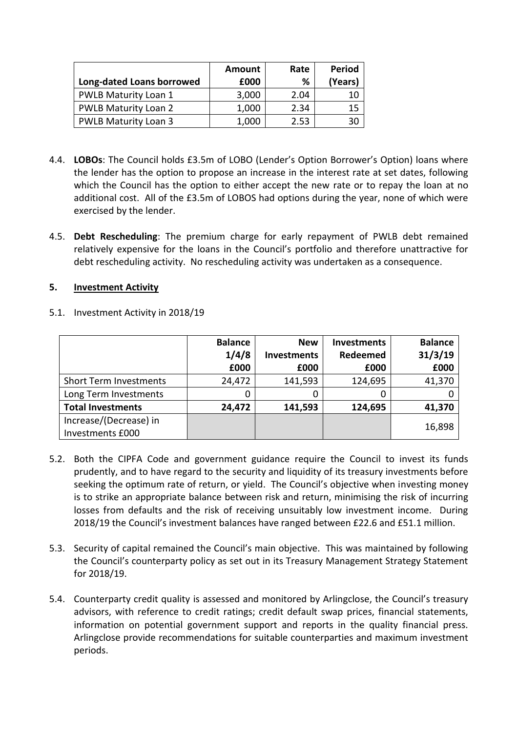| Long-dated Loans borrowed | Amount £000 | Rate % | Period (Years) |
|---|---|---|---|
| PWLB Maturity Loan 1 | 3,000 | 2.04 | 10 |
| PWLB Maturity Loan 2 | 1,000 | 2.34 | 15 |
| PWLB Maturity Loan 3 | 1,000 | 2.53 | 30 |

4.4. **LOBOs**: The Council holds £3.5m of LOBO (Lender's Option Borrower's Option) loans where the lender has the option to propose an increase in the interest rate at set dates, following which the Council has the option to either accept the new rate or to repay the loan at no additional cost. All of the £3.5m of LOBOS had options during the year, none of which were exercised by the lender.

4.5. **Debt Rescheduling**: The premium charge for early repayment of PWLB debt remained relatively expensive for the loans in the Council's portfolio and therefore unattractive for debt rescheduling activity. No rescheduling activity was undertaken as a consequence.

## 5. Investment Activity

5.1. Investment Activity in 2018/19

| | Balance 1/4/8 £000 | New Investments £000 | Investments Redeemed £000 | Balance 31/3/19 £000 |
|---|---|---|---|---|
| Short Term Investments | 24,472 | 141,593 | 124,695 | 41,370 |
| Long Term Investments | 0 | 0 | 0 | 0 |
| **Total Investments** | **24,472** | **141,593** | **124,695** | **41,370** |
| Increase/(Decrease) in Investments £000 | | | | 16,898 |

5.2. Both the CIPFA Code and government guidance require the Council to invest its funds prudently, and to have regard to the security and liquidity of its treasury investments before seeking the optimum rate of return, or yield. The Council's objective when investing money is to strike an appropriate balance between risk and return, minimising the risk of incurring losses from defaults and the risk of receiving unsuitably low investment income. During 2018/19 the Council's investment balances have ranged between £22.6 and £51.1 million.

5.3. Security of capital remained the Council's main objective. This was maintained by following the Council's counterparty policy as set out in its Treasury Management Strategy Statement for 2018/19.

5.4. Counterparty credit quality is assessed and monitored by Arlingclose, the Council's treasury advisors, with reference to credit ratings; credit default swap prices, financial statements, information on potential government support and reports in the quality financial press. Arlingclose provide recommendations for suitable counterparties and maximum investment periods.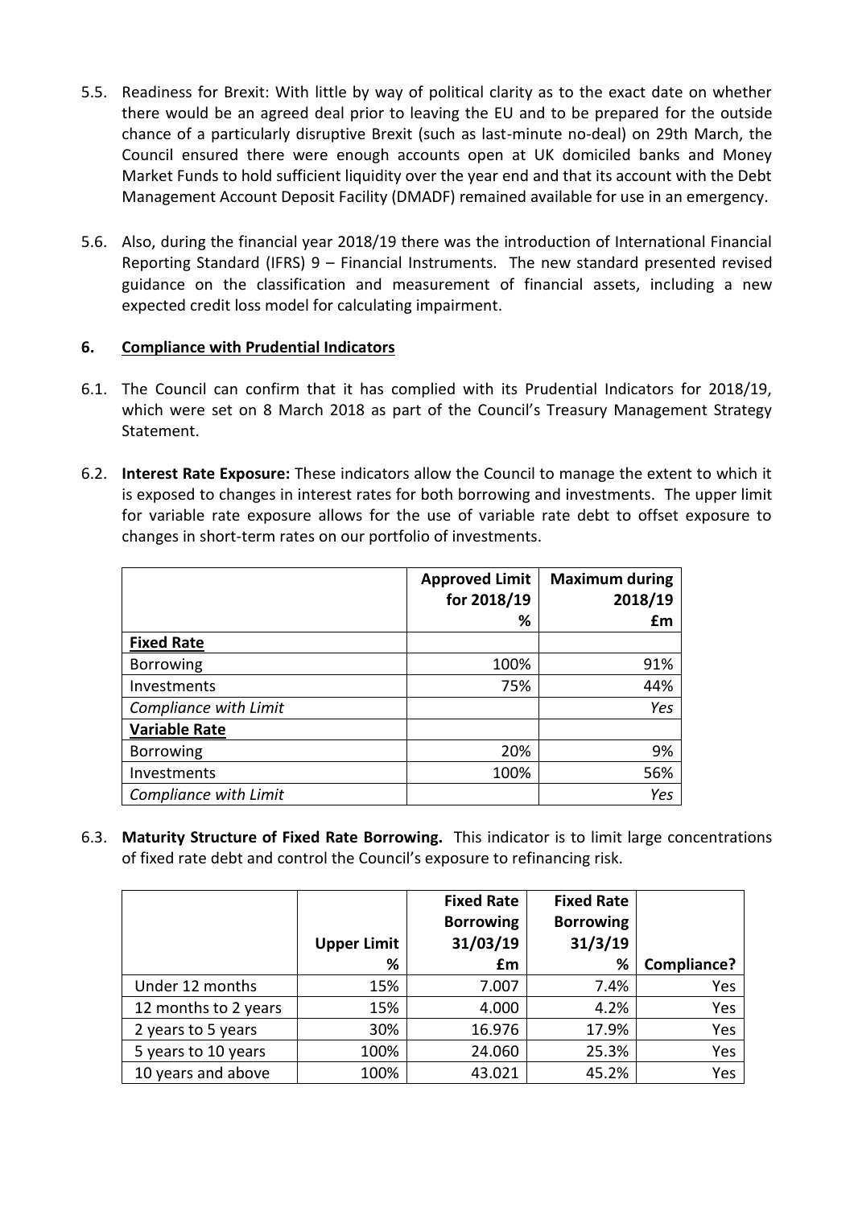5.5. Readiness for Brexit: With little by way of political clarity as to the exact date on whether there would be an agreed deal prior to leaving the EU and to be prepared for the outside chance of a particularly disruptive Brexit (such as last-minute no-deal) on 29th March, the Council ensured there were enough accounts open at UK domiciled banks and Money Market Funds to hold sufficient liquidity over the year end and that its account with the Debt Management Account Deposit Facility (DMADF) remained available for use in an emergency.

5.6. Also, during the financial year 2018/19 there was the introduction of International Financial Reporting Standard (IFRS) 9 – Financial Instruments. The new standard presented revised guidance on the classification and measurement of financial assets, including a new expected credit loss model for calculating impairment.

## 6. Compliance with Prudential Indicators

6.1. The Council can confirm that it has complied with its Prudential Indicators for 2018/19, which were set on 8 March 2018 as part of the Council's Treasury Management Strategy Statement.

6.2. **Interest Rate Exposure:** These indicators allow the Council to manage the extent to which it is exposed to changes in interest rates for both borrowing and investments. The upper limit for variable rate exposure allows for the use of variable rate debt to offset exposure to changes in short-term rates on our portfolio of investments.

| | Approved Limit for 2018/19 % | Maximum during 2018/19 £m |
|---|---|---|
| **Fixed Rate** | | |
| Borrowing | 100% | 91% |
| Investments | 75% | 44% |
| *Compliance with Limit* | | *Yes* |
| **Variable Rate** | | |
| Borrowing | 20% | 9% |
| Investments | 100% | 56% |
| *Compliance with Limit* | | *Yes* |

6.3. **Maturity Structure of Fixed Rate Borrowing.** This indicator is to limit large concentrations of fixed rate debt and control the Council's exposure to refinancing risk.

| | Upper Limit % | Fixed Rate Borrowing 31/03/19 £m | Fixed Rate Borrowing 31/3/19 % | Compliance? |
|---|---|---|---|---|
| Under 12 months | 15% | 7.007 | 7.4% | Yes |
| 12 months to 2 years | 15% | 4.000 | 4.2% | Yes |
| 2 years to 5 years | 30% | 16.976 | 17.9% | Yes |
| 5 years to 10 years | 100% | 24.060 | 25.3% | Yes |
| 10 years and above | 100% | 43.021 | 45.2% | Yes |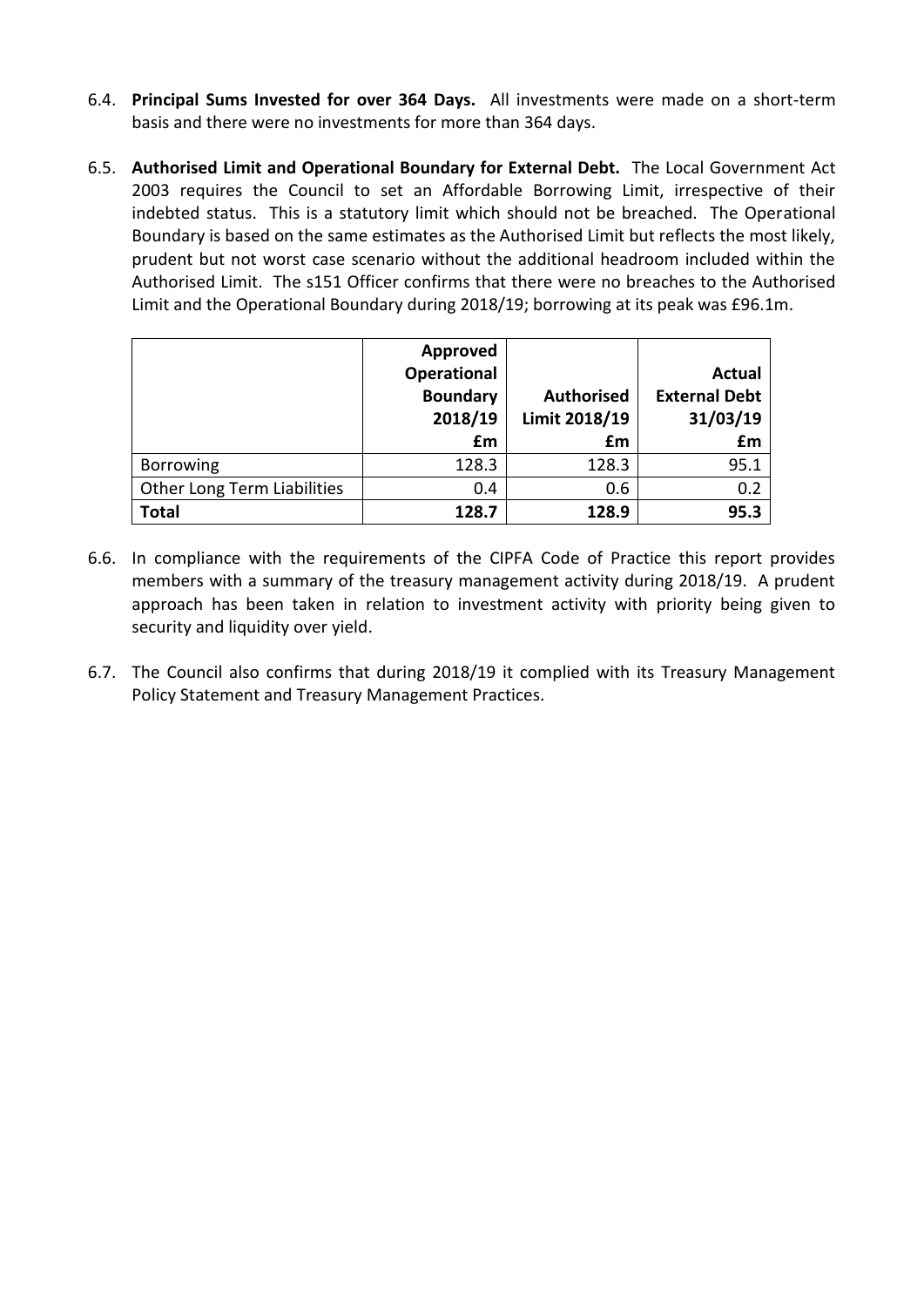6.4. **Principal Sums Invested for over 364 Days.** All investments were made on a short-term basis and there were no investments for more than 364 days.

6.5. **Authorised Limit and Operational Boundary for External Debt.** The Local Government Act 2003 requires the Council to set an Affordable Borrowing Limit, irrespective of their indebted status. This is a statutory limit which should not be breached. The Operational Boundary is based on the same estimates as the Authorised Limit but reflects the most likely, prudent but not worst case scenario without the additional headroom included within the Authorised Limit. The s151 Officer confirms that there were no breaches to the Authorised Limit and the Operational Boundary during 2018/19; borrowing at its peak was £96.1m.

| | Approved Operational Boundary 2018/19 £m | Authorised Limit 2018/19 £m | Actual External Debt 31/03/19 £m |
|---|---|---|---|
| Borrowing | 128.3 | 128.3 | 95.1 |
| Other Long Term Liabilities | 0.4 | 0.6 | 0.2 |
| **Total** | **128.7** | **128.9** | **95.3** |

6.6. In compliance with the requirements of the CIPFA Code of Practice this report provides members with a summary of the treasury management activity during 2018/19. A prudent approach has been taken in relation to investment activity with priority being given to security and liquidity over yield.

6.7. The Council also confirms that during 2018/19 it complied with its Treasury Management Policy Statement and Treasury Management Practices.